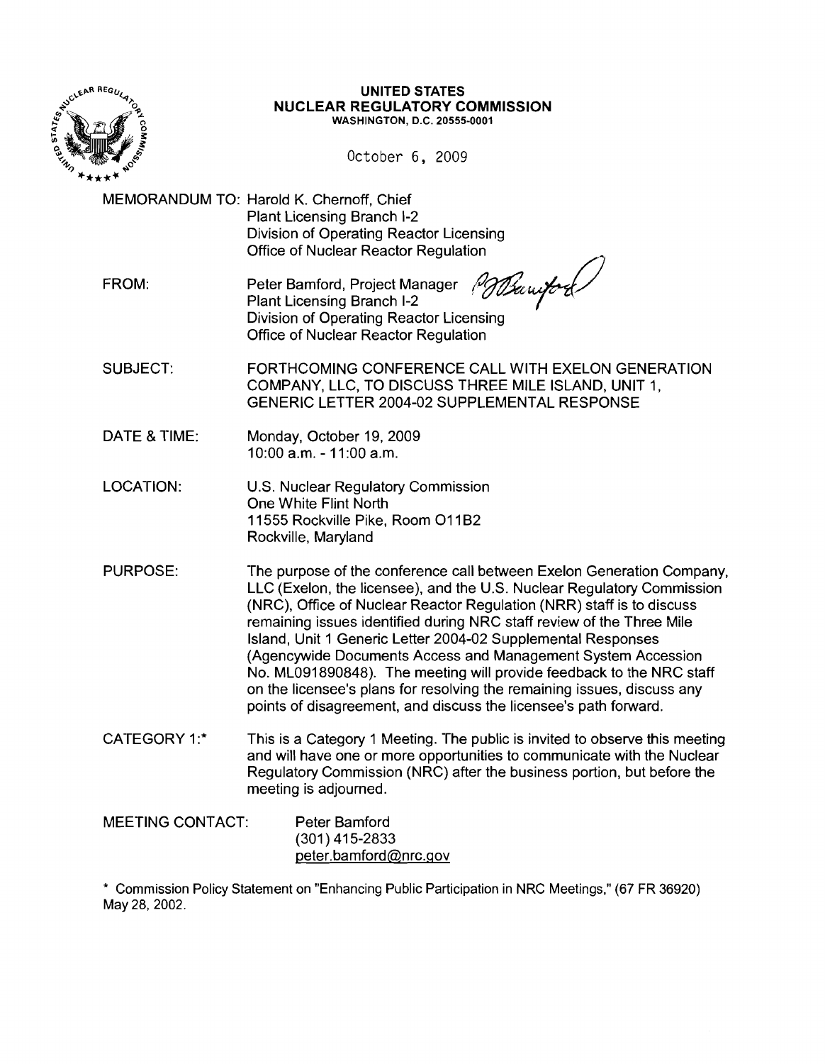# UNITED STATES
# NUCLEAR REGULATORY COMMISSION
WASHINGTON, D.C. 20555-0001

October 6, 2009

MEMORANDUM TO: Harold K. Chernoff, Chief
Plant Licensing Branch I-2
Division of Operating Reactor Licensing
Office of Nuclear Reactor Regulation

FROM: Peter Bamford, Project Manager
Plant Licensing Branch I-2
Division of Operating Reactor Licensing
Office of Nuclear Reactor Regulation

SUBJECT: FORTHCOMING CONFERENCE CALL WITH EXELON GENERATION COMPANY, LLC, TO DISCUSS THREE MILE ISLAND, UNIT 1, GENERIC LETTER 2004-02 SUPPLEMENTAL RESPONSE

DATE & TIME: Monday, October 19, 2009
10:00 a.m. - 11:00 a.m.

LOCATION: U.S. Nuclear Regulatory Commission
One White Flint North
11555 Rockville Pike, Room O11B2
Rockville, Maryland

PURPOSE: The purpose of the conference call between Exelon Generation Company, LLC (Exelon, the licensee), and the U.S. Nuclear Regulatory Commission (NRC), Office of Nuclear Reactor Regulation (NRR) staff is to discuss remaining issues identified during NRC staff review of the Three Mile Island, Unit 1 Generic Letter 2004-02 Supplemental Responses (Agencywide Documents Access and Management System Accession No. ML091890848). The meeting will provide feedback to the NRC staff on the licensee's plans for resolving the remaining issues, discuss any points of disagreement, and discuss the licensee's path forward.

CATEGORY 1:* This is a Category 1 Meeting. The public is invited to observe this meeting and will have one or more opportunities to communicate with the Nuclear Regulatory Commission (NRC) after the business portion, but before the meeting is adjourned.

MEETING CONTACT: Peter Bamford
(301) 415-2833
peter.bamford@nrc.gov

\* Commission Policy Statement on "Enhancing Public Participation in NRC Meetings," (67 FR 36920) May 28, 2002.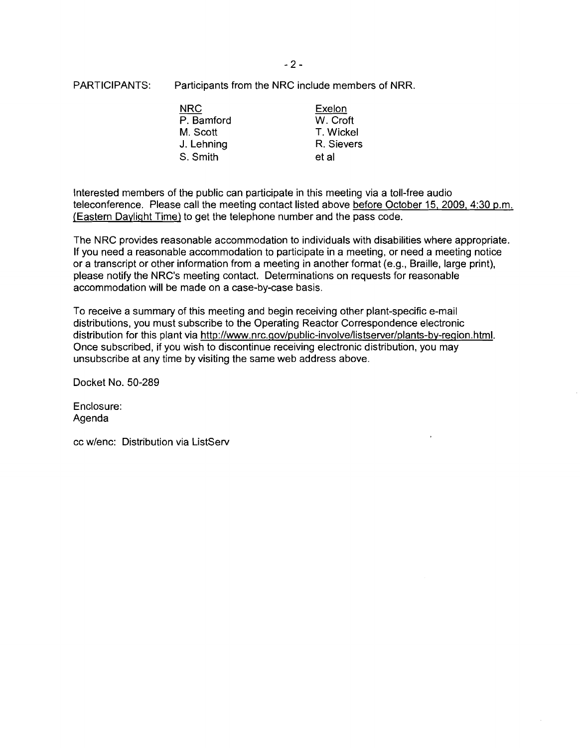PARTICIPANTS: Participants from the NRC include members of NRR.

| NRC | Exelon |
| --- | --- |
| P. Bamford | W. Croft |
| M. Scott | T. Wickel |
| J. Lehning | R. Sievers |
| S. Smith | et al |

Interested members of the public can participate in this meeting via a toll-free audio teleconference. Please call the meeting contact listed above before October 15, 2009, 4:30 p.m. (Eastern Daylight Time) to get the telephone number and the pass code.

The NRC provides reasonable accommodation to individuals with disabilities where appropriate. If you need a reasonable accommodation to participate in a meeting, or need a meeting notice or a transcript or other information from a meeting in another format (e.g., Braille, large print), please notify the NRC's meeting contact. Determinations on requests for reasonable accommodation will be made on a case-by-case basis.

To receive a summary of this meeting and begin receiving other plant-specific e-mail distributions, you must subscribe to the Operating Reactor Correspondence electronic distribution for this plant via http://www.nrc.gov/public-involve/listserver/plants-by-region.html. Once subscribed, if you wish to discontinue receiving electronic distribution, you may unsubscribe at any time by visiting the same web address above.

Docket No. 50-289

Enclosure:
Agenda

cc w/enc: Distribution via ListServ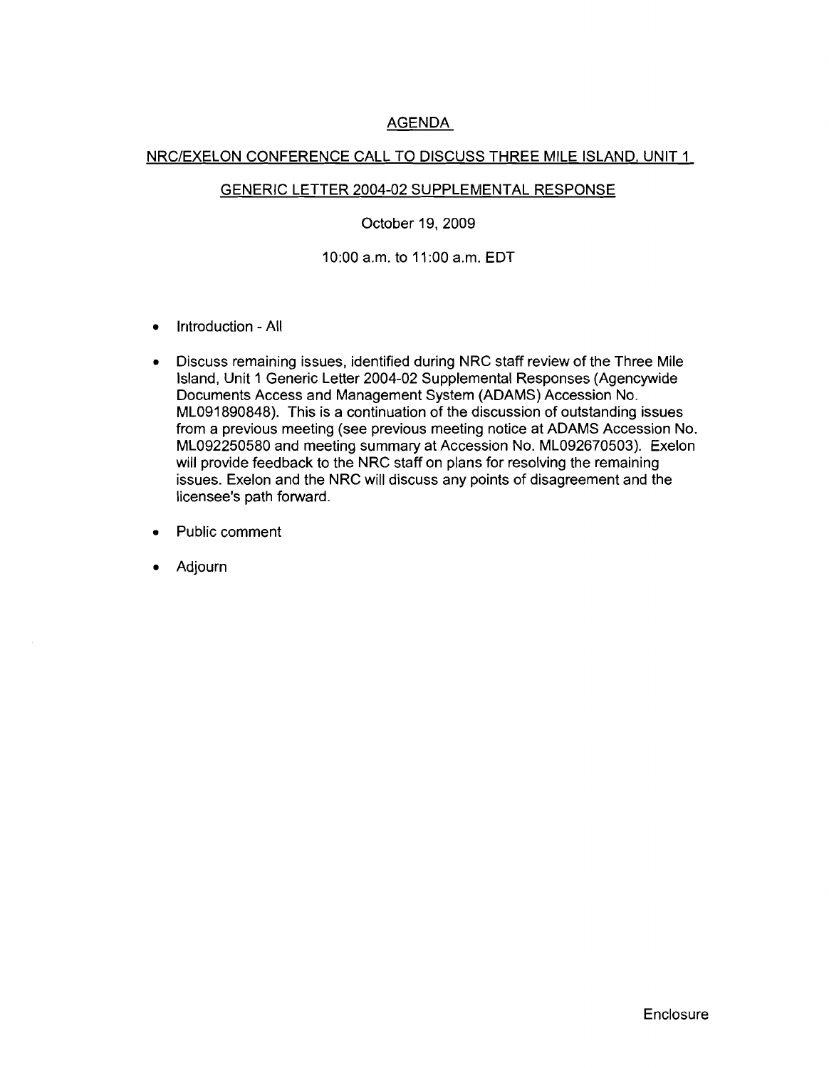# AGENDA

## NRC/EXELON CONFERENCE CALL TO DISCUSS THREE MILE ISLAND, UNIT 1

## GENERIC LETTER 2004-02 SUPPLEMENTAL RESPONSE

October 19, 2009

10:00 a.m. to 11:00 a.m. EDT

- Introduction - All
- Discuss remaining issues, identified during NRC staff review of the Three Mile Island, Unit 1 Generic Letter 2004-02 Supplemental Responses (Agencywide Documents Access and Management System (ADAMS) Accession No. ML091890848). This is a continuation of the discussion of outstanding issues from a previous meeting (see previous meeting notice at ADAMS Accession No. ML092250580 and meeting summary at Accession No. ML092670503). Exelon will provide feedback to the NRC staff on plans for resolving the remaining issues. Exelon and the NRC will discuss any points of disagreement and the licensee's path forward.
- Public comment
- Adjourn

Enclosure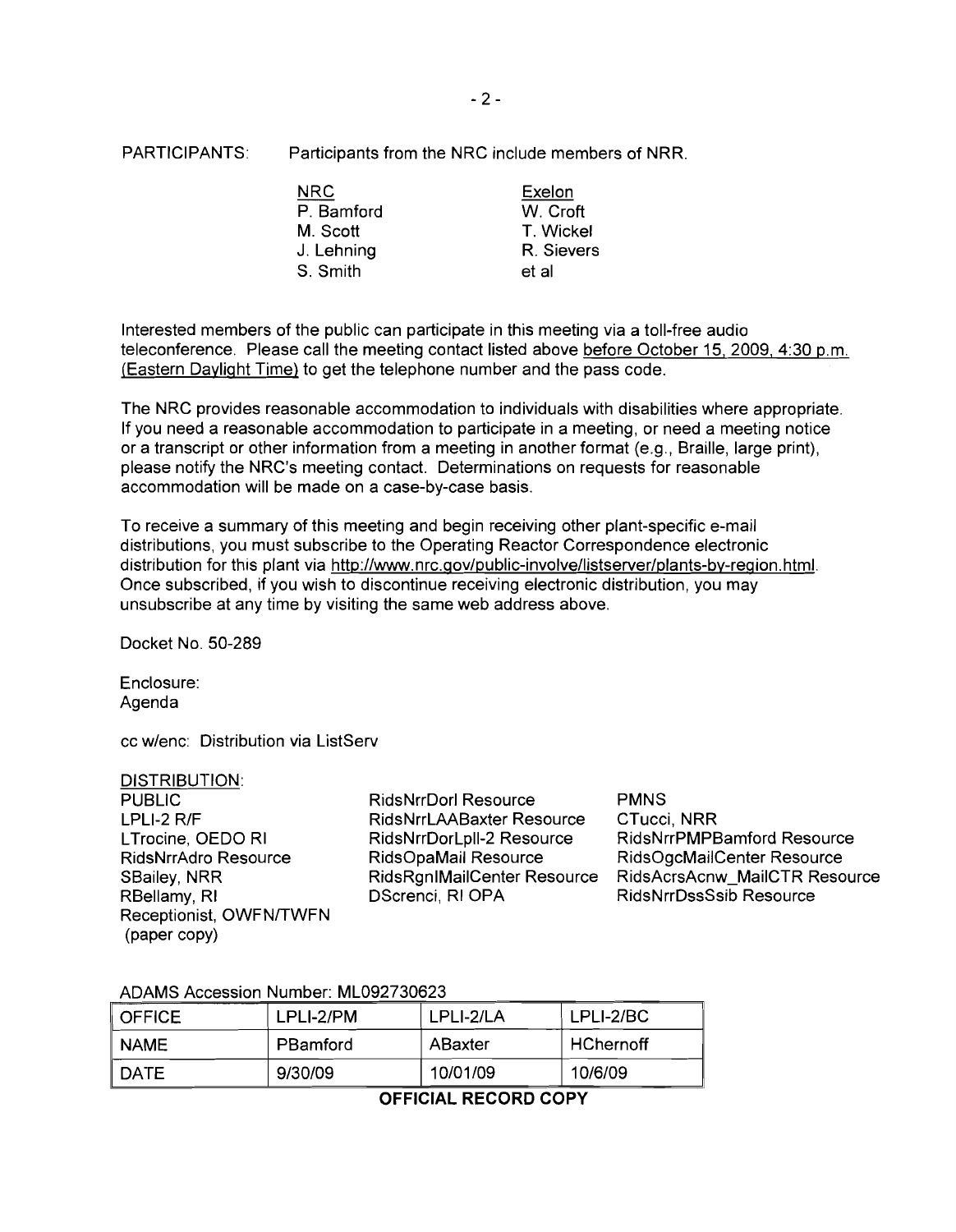PARTICIPANTS: Participants from the NRC include members of NRR.

| NRC | Exelon |
|---|---|
| P. Bamford | W. Croft |
| M. Scott | T. Wickel |
| J. Lehning | R. Sievers |
| S. Smith | et al |

Interested members of the public can participate in this meeting via a toll-free audio teleconference. Please call the meeting contact listed above before October 15, 2009, 4:30 p.m. (Eastern Daylight Time) to get the telephone number and the pass code.

The NRC provides reasonable accommodation to individuals with disabilities where appropriate. If you need a reasonable accommodation to participate in a meeting, or need a meeting notice or a transcript or other information from a meeting in another format (e.g., Braille, large print), please notify the NRC's meeting contact. Determinations on requests for reasonable accommodation will be made on a case-by-case basis.

To receive a summary of this meeting and begin receiving other plant-specific e-mail distributions, you must subscribe to the Operating Reactor Correspondence electronic distribution for this plant via http://www.nrc.gov/public-involve/listserver/plants-by-region.html. Once subscribed, if you wish to discontinue receiving electronic distribution, you may unsubscribe at any time by visiting the same web address above.

Docket No. 50-289

Enclosure:
Agenda

cc w/enc: Distribution via ListServ

DISTRIBUTION:

| | | |
|---|---|---|
| PUBLIC | RidsNrrDorl Resource | PMNS |
| LPLI-2 R/F | RidsNrrLAABaxter Resource | CTucci, NRR |
| LTrocine, OEDO RI | RidsNrrDorLpll-2 Resource | RidsNrrPMPBamford Resource |
| RidsNrrAdro Resource | RidsOpaMail Resource | RidsOgcMailCenter Resource |
| SBailey, NRR | RidsRgnIMailCenter Resource | RidsAcrsAcnw_MailCTR Resource |
| RBellamy, RI | DScrenci, RI OPA | RidsNrrDssSsib Resource |
| Receptionist, OWFN/TWFN (paper copy) | | |

ADAMS Accession Number: ML092730623

| OFFICE | LPLI-2/PM | LPLI-2/LA | LPLI-2/BC |
|---|---|---|---|
| NAME | PBamford | ABaxter | HChernoff |
| DATE | 9/30/09 | 10/01/09 | 10/6/09 |

**OFFICIAL RECORD COPY**